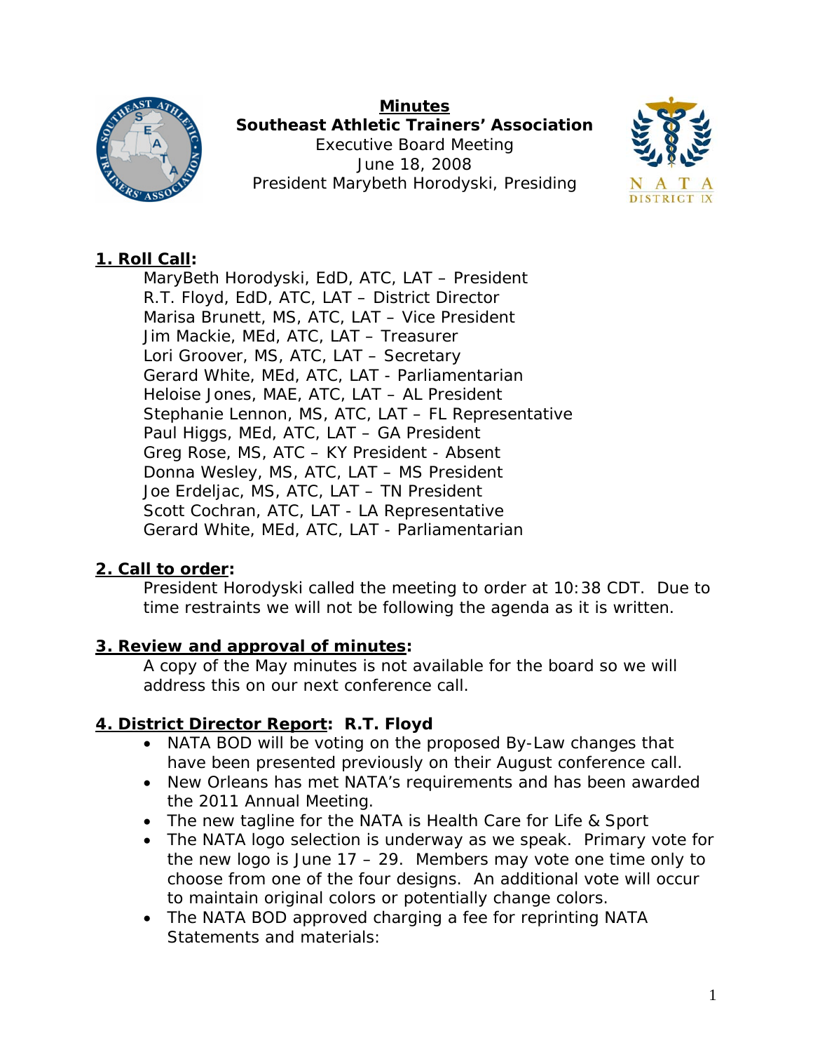**Minutes**

**Southeast Athletic Trainers' Association**

Executive Board Meeting

June 18, 2008

President Marybeth Horodyski, Presiding

## **1. Roll Call:**

MaryBeth Horodyski, EdD, ATC, LAT – President
R.T. Floyd, EdD, ATC, LAT – District Director
Marisa Brunett, MS, ATC, LAT – Vice President
Jim Mackie, MEd, ATC, LAT – Treasurer
Lori Groover, MS, ATC, LAT – Secretary
Gerard White, MEd, ATC, LAT - Parliamentarian
Heloise Jones, MAE, ATC, LAT – AL President
Stephanie Lennon, MS, ATC, LAT – FL Representative
Paul Higgs, MEd, ATC, LAT – GA President
Greg Rose, MS, ATC – KY President - Absent
Donna Wesley, MS, ATC, LAT – MS President
Joe Erdeljac, MS, ATC, LAT – TN President
Scott Cochran, ATC, LAT - LA Representative
Gerard White, MEd, ATC, LAT - Parliamentarian

## **2. Call to order:**

President Horodyski called the meeting to order at 10:38 CDT. Due to time restraints we will not be following the agenda as it is written.

## **3. Review and approval of minutes:**

A copy of the May minutes is not available for the board so we will address this on our next conference call.

## **4. District Director Report: R.T. Floyd**

- NATA BOD will be voting on the proposed By-Law changes that have been presented previously on their August conference call.
- New Orleans has met NATA's requirements and has been awarded the 2011 Annual Meeting.
- The new tagline for the NATA is Health Care for Life & Sport
- The NATA logo selection is underway as we speak. Primary vote for the new logo is June 17 – 29. Members may vote one time only to choose from one of the four designs. An additional vote will occur to maintain original colors or potentially change colors.
- The NATA BOD approved charging a fee for reprinting NATA Statements and materials: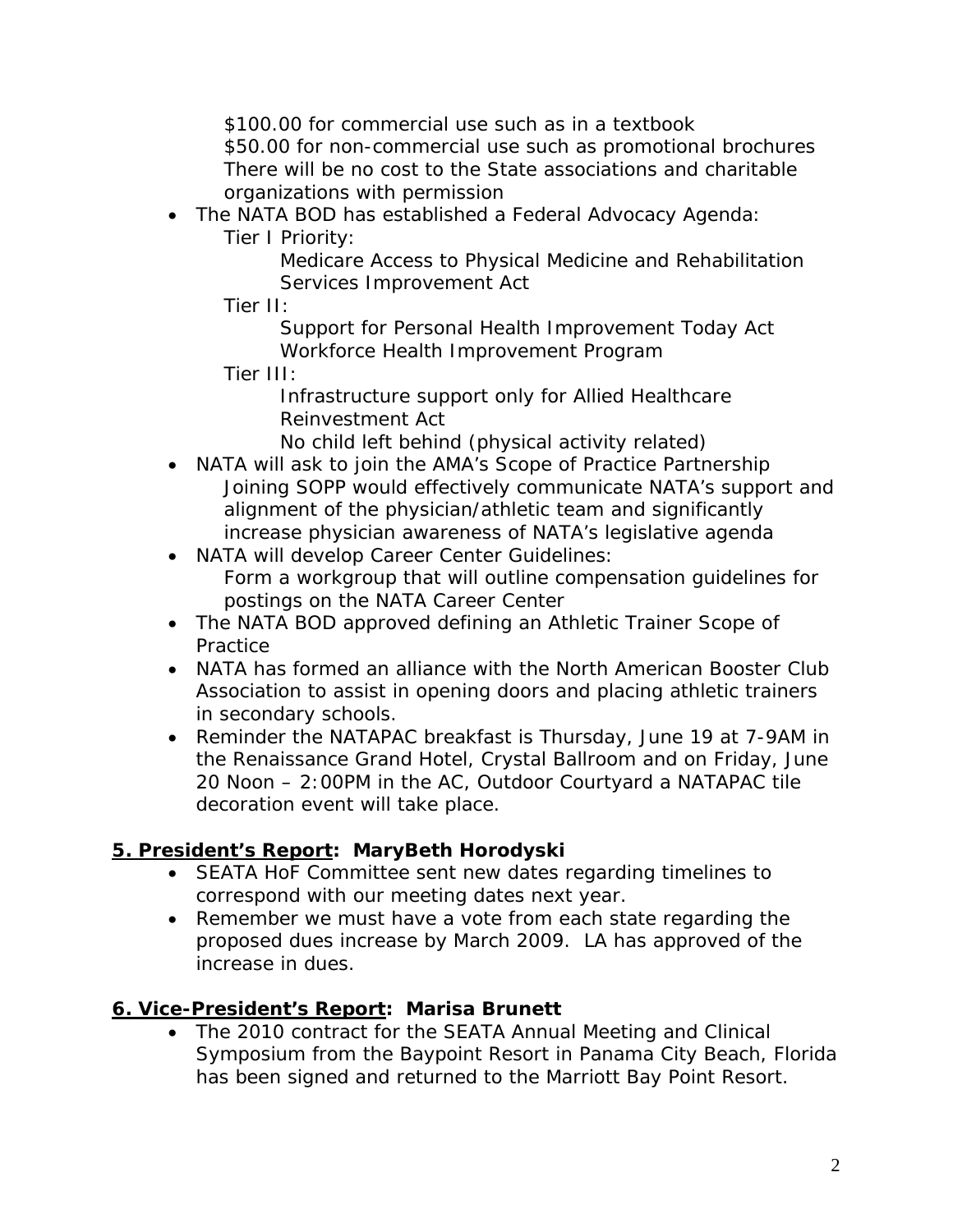$100.00 for commercial use such as in a textbook
  $50.00 for non-commercial use such as promotional brochures
  There will be no cost to the State associations and charitable organizations with permission

- The NATA BOD has established a Federal Advocacy Agenda:
  - Tier I Priority:
    - Medicare Access to Physical Medicine and Rehabilitation Services Improvement Act
  - Tier II:
    - Support for Personal Health Improvement Today Act
    - Workforce Health Improvement Program
  - Tier III:
    - Infrastructure support only for Allied Healthcare Reinvestment Act
    - No child left behind (physical activity related)
- NATA will ask to join the AMA's Scope of Practice Partnership
  Joining SOPP would effectively communicate NATA's support and alignment of the physician/athletic team and significantly increase physician awareness of NATA's legislative agenda
- NATA will develop Career Center Guidelines:
  Form a workgroup that will outline compensation guidelines for postings on the NATA Career Center
- The NATA BOD approved defining an Athletic Trainer Scope of Practice
- NATA has formed an alliance with the North American Booster Club Association to assist in opening doors and placing athletic trainers in secondary schools.
- Reminder the NATAPAC breakfast is Thursday, June 19 at 7-9AM in the Renaissance Grand Hotel, Crystal Ballroom and on Friday, June 20 Noon – 2:00PM in the AC, Outdoor Courtyard a NATAPAC tile decoration event will take place.

## 5. President's Report: MaryBeth Horodyski

- SEATA HoF Committee sent new dates regarding timelines to correspond with our meeting dates next year.
- Remember we must have a vote from each state regarding the proposed dues increase by March 2009. LA has approved of the increase in dues.

## 6. Vice-President's Report: Marisa Brunett

- The 2010 contract for the SEATA Annual Meeting and Clinical Symposium from the Baypoint Resort in Panama City Beach, Florida has been signed and returned to the Marriott Bay Point Resort.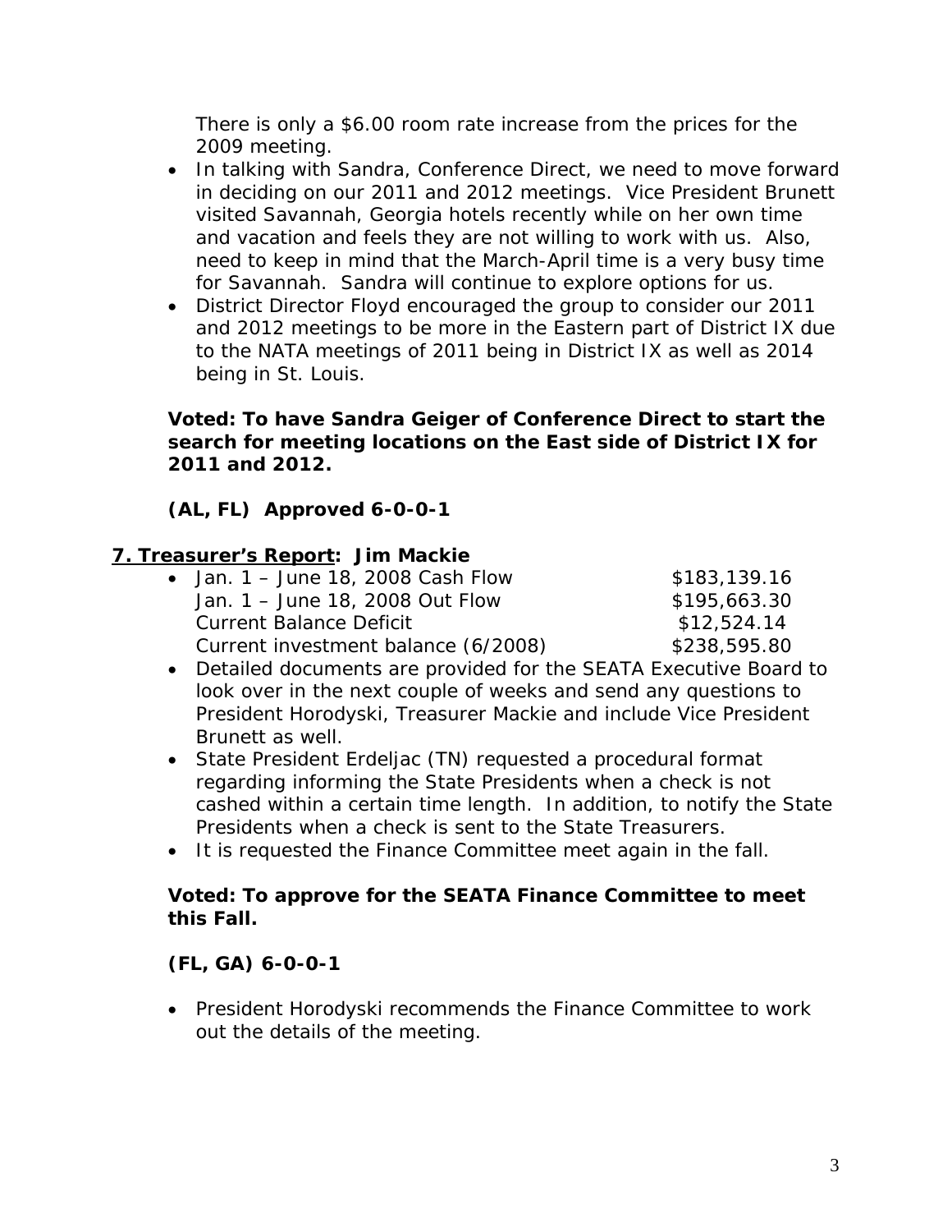There is only a $6.00 room rate increase from the prices for the 2009 meeting.

- In talking with Sandra, Conference Direct, we need to move forward in deciding on our 2011 and 2012 meetings. Vice President Brunett visited Savannah, Georgia hotels recently while on her own time and vacation and feels they are not willing to work with us. Also, need to keep in mind that the March-April time is a very busy time for Savannah. Sandra will continue to explore options for us.
- District Director Floyd encouraged the group to consider our 2011 and 2012 meetings to be more in the Eastern part of District IX due to the NATA meetings of 2011 being in District IX as well as 2014 being in St. Louis.

**Voted: To have Sandra Geiger of Conference Direct to start the search for meeting locations on the East side of District IX for 2011 and 2012.**

**(AL, FL) Approved 6-0-0-1**

## 7. Treasurer's Report: Jim Mackie

- Jan. 1 – June 18, 2008 Cash Flow $183,139.16
  Jan. 1 – June 18, 2008 Out Flow $195,663.30
  Current Balance Deficit $12,524.14
  Current investment balance (6/2008) $238,595.80
- Detailed documents are provided for the SEATA Executive Board to look over in the next couple of weeks and send any questions to President Horodyski, Treasurer Mackie and include Vice President Brunett as well.
- State President Erdeljac (TN) requested a procedural format regarding informing the State Presidents when a check is not cashed within a certain time length. In addition, to notify the State Presidents when a check is sent to the State Treasurers.
- It is requested the Finance Committee meet again in the fall.

**Voted: To approve for the SEATA Finance Committee to meet this Fall.**

**(FL, GA) 6-0-0-1**

- President Horodyski recommends the Finance Committee to work out the details of the meeting.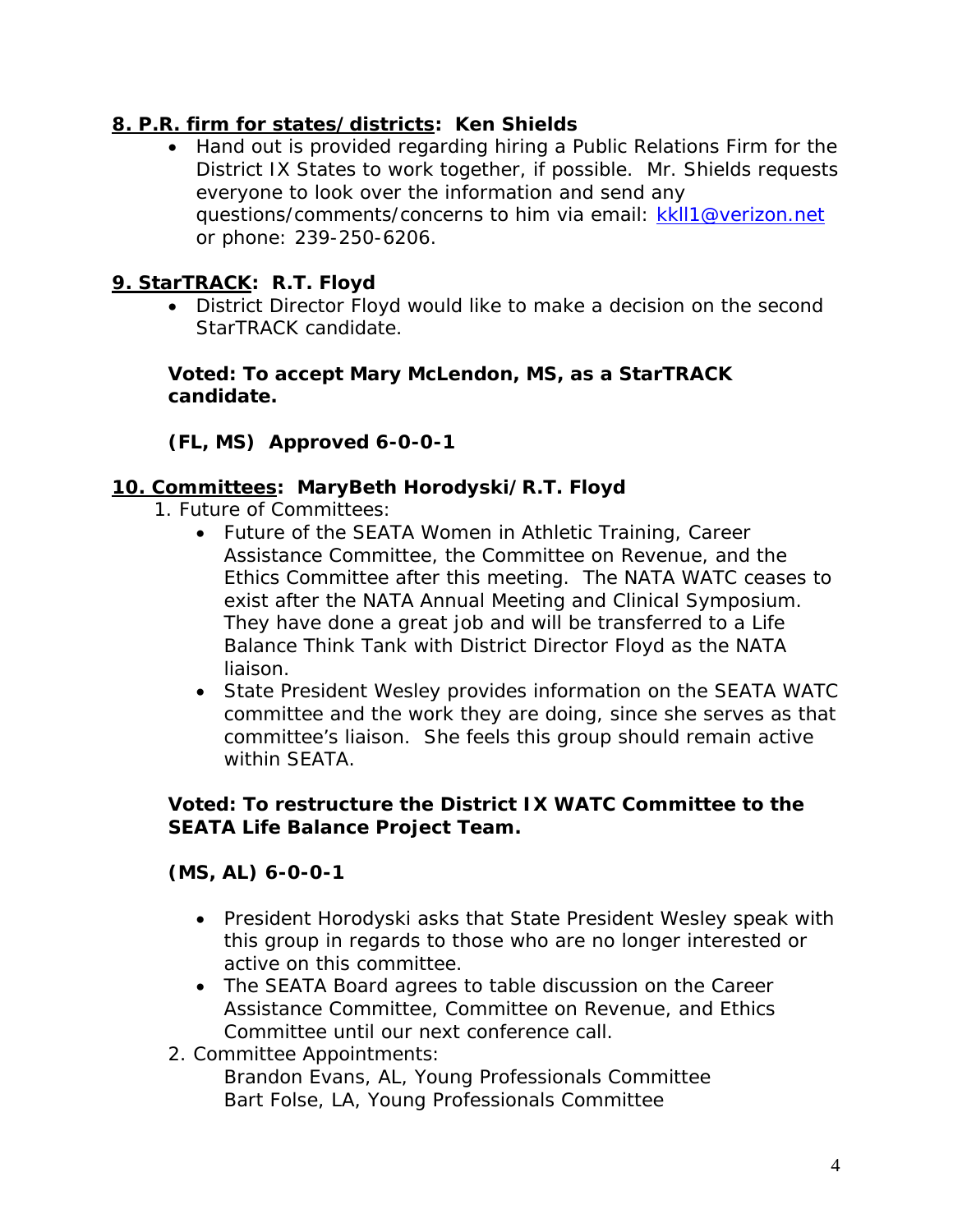**<u>8. P.R. firm for states/districts</u>: Ken Shields**

- Hand out is provided regarding hiring a Public Relations Firm for the District IX States to work together, if possible. Mr. Shields requests everyone to look over the information and send any questions/comments/concerns to him via email: [kkll1@verizon.net](mailto:kkll1@verizon.net) or phone: 239-250-6206.

**<u>9. StarTRACK</u>: R.T. Floyd**

- District Director Floyd would like to make a decision on the second StarTRACK candidate.

**Voted: To accept Mary McLendon, MS, as a StarTRACK candidate.**

**(FL, MS) Approved 6-0-0-1**

**<u>10. Committees</u>: MaryBeth Horodyski/R.T. Floyd**

1. Future of Committees:
   - Future of the SEATA Women in Athletic Training, Career Assistance Committee, the Committee on Revenue, and the Ethics Committee after this meeting. The NATA WATC ceases to exist after the NATA Annual Meeting and Clinical Symposium. They have done a great job and will be transferred to a Life Balance Think Tank with District Director Floyd as the NATA liaison.
   - State President Wesley provides information on the SEATA WATC committee and the work they are doing, since she serves as that committee's liaison. She feels this group should remain active within SEATA.

   **Voted: To restructure the District IX WATC Committee to the SEATA Life Balance Project Team.**

   **(MS, AL) 6-0-0-1**

   - President Horodyski asks that State President Wesley speak with this group in regards to those who are no longer interested or active on this committee.
   - The SEATA Board agrees to table discussion on the Career Assistance Committee, Committee on Revenue, and Ethics Committee until our next conference call.
2. Committee Appointments:
   Brandon Evans, AL, Young Professionals Committee
   Bart Folse, LA, Young Professionals Committee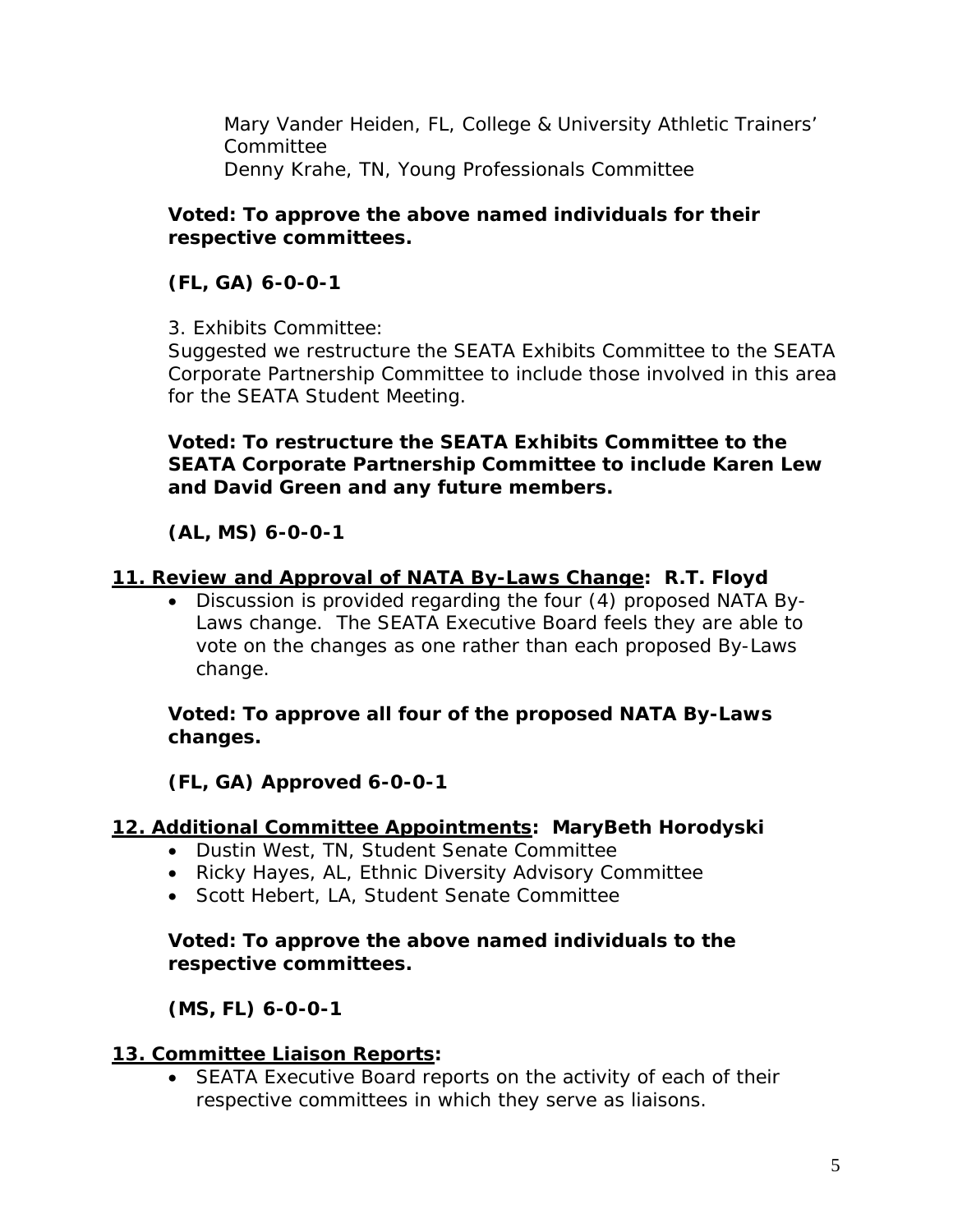Mary Vander Heiden, FL, College & University Athletic Trainers' Committee
Denny Krahe, TN, Young Professionals Committee

**Voted: To approve the above named individuals for their respective committees.**

**(FL, GA) 6-0-0-1**

3. Exhibits Committee:
Suggested we restructure the SEATA Exhibits Committee to the SEATA Corporate Partnership Committee to include those involved in this area for the SEATA Student Meeting.

**Voted: To restructure the SEATA Exhibits Committee to the SEATA Corporate Partnership Committee to include Karen Lew and David Green and any future members.**

**(AL, MS) 6-0-0-1**

**<u>11. Review and Approval of NATA By-Laws Change</u>: R.T. Floyd**

- Discussion is provided regarding the four (4) proposed NATA By-Laws change. The SEATA Executive Board feels they are able to vote on the changes as one rather than each proposed By-Laws change.

**Voted: To approve all four of the proposed NATA By-Laws changes.**

**(FL, GA) Approved 6-0-0-1**

**<u>12. Additional Committee Appointments</u>: MaryBeth Horodyski**

- Dustin West, TN, Student Senate Committee
- Ricky Hayes, AL, Ethnic Diversity Advisory Committee
- Scott Hebert, LA, Student Senate Committee

**Voted: To approve the above named individuals to the respective committees.**

**(MS, FL) 6-0-0-1**

**<u>13. Committee Liaison Reports</u>:**

- SEATA Executive Board reports on the activity of each of their respective committees in which they serve as liaisons.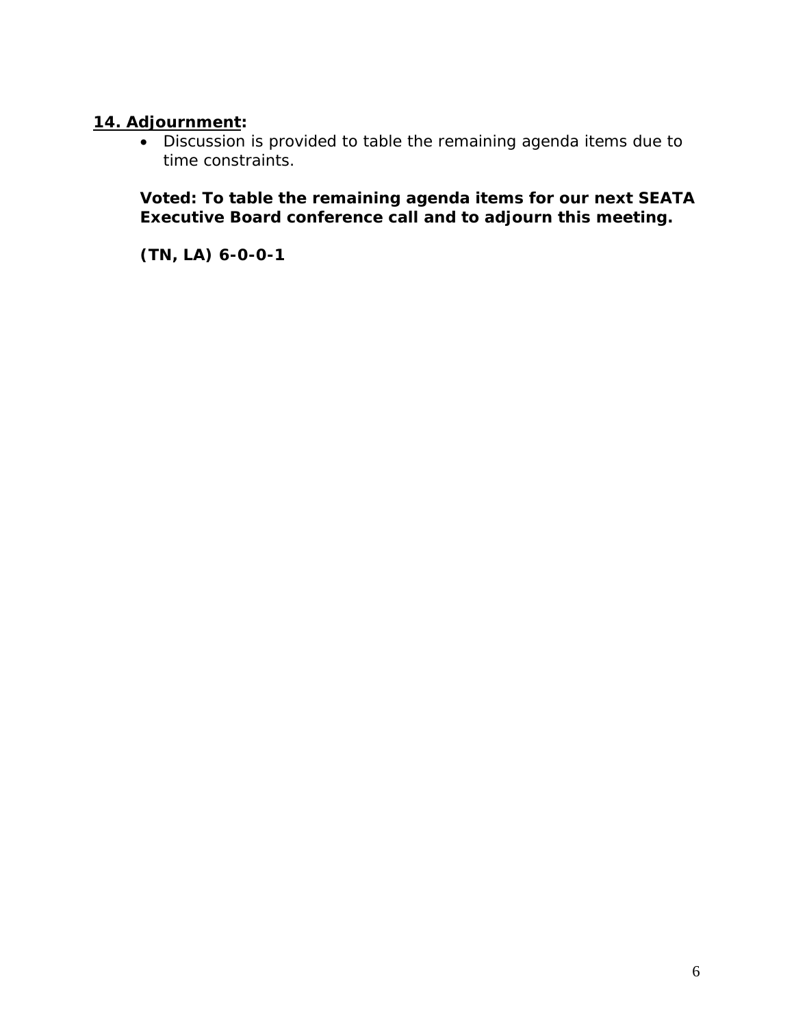**<u>14. Adjournment</u>:**

- Discussion is provided to table the remaining agenda items due to time constraints.

**Voted: To table the remaining agenda items for our next SEATA Executive Board conference call and to adjourn this meeting.**

**(TN, LA) 6-0-0-1**